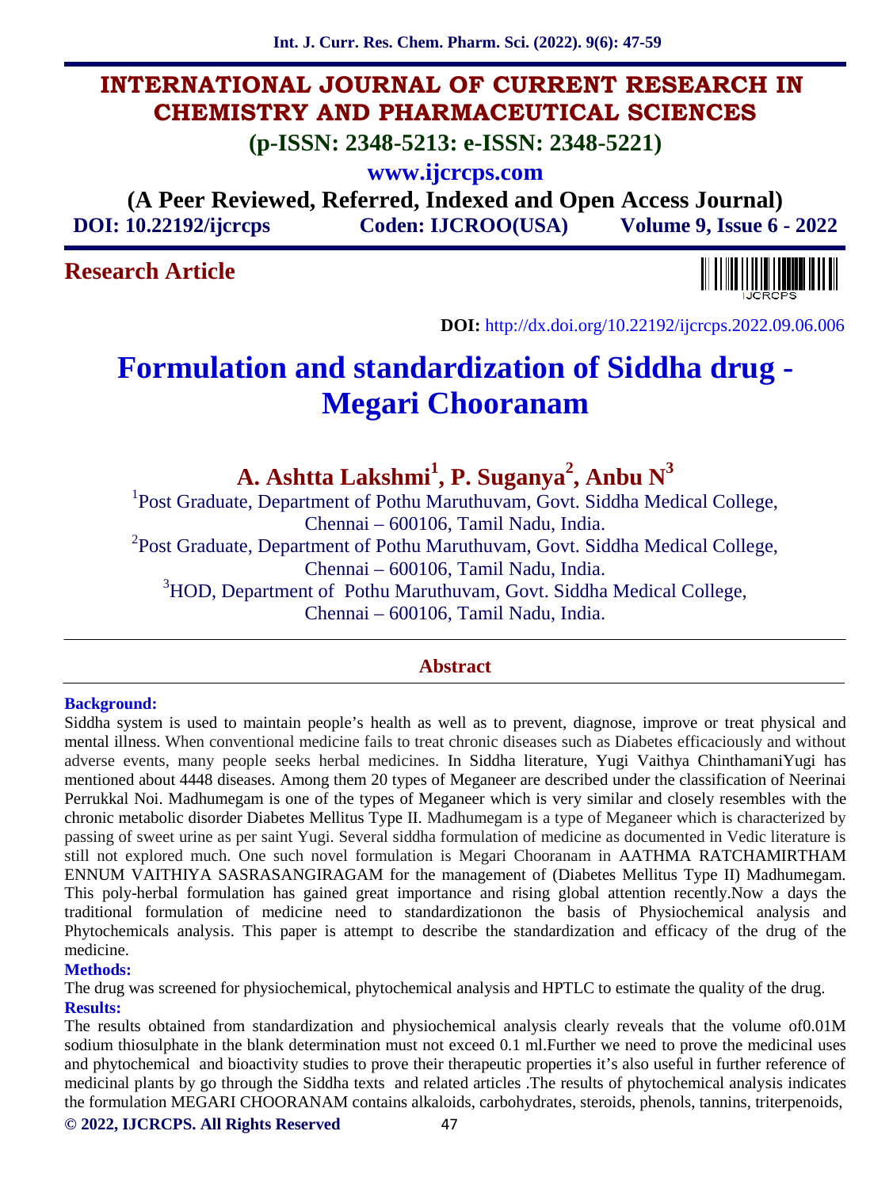# INTERNATIONAL JOURNAL OF CURRENT RESEARCH IN CHEMISTRY AND PHARMACEUTICAL SCIENCES

**(p-ISSN: 2348-5213: e-ISSN: 2348-5221)**

**www.ijcrcps.com**

**(A Peer Reviewed, Referred, Indexed and Open Access Journal)**

**DOI: 10.22192/ijcrcps    Coden: IJCROO(USA)    Volume 9, Issue 6 - 2022**

**Research Article**

**DOI:** http://dx.doi.org/10.22192/ijcrcps.2022.09.06.006

# Formulation and standardization of Siddha drug - Megari Chooranam

**A. Ashtta Lakshmi[1], P. Suganya[2], Anbu N[3]**

[1]Post Graduate, Department of Pothu Maruthuvam, Govt. Siddha Medical College, Chennai – 600106, Tamil Nadu, India.

[2]Post Graduate, Department of Pothu Maruthuvam, Govt. Siddha Medical College, Chennai – 600106, Tamil Nadu, India.

[3]HOD, Department of Pothu Maruthuvam, Govt. Siddha Medical College, Chennai – 600106, Tamil Nadu, India.

## Abstract

**Background:**

Siddha system is used to maintain people's health as well as to prevent, diagnose, improve or treat physical and mental illness. When conventional medicine fails to treat chronic diseases such as Diabetes efficaciously and without adverse events, many people seeks herbal medicines. In Siddha literature, Yugi Vaithya ChinthamaniYugi has mentioned about 4448 diseases. Among them 20 types of Meganeer are described under the classification of Neerinai Perrukkal Noi. Madhumegam is one of the types of Meganeer which is very similar and closely resembles with the chronic metabolic disorder Diabetes Mellitus Type II. Madhumegam is a type of Meganeer which is characterized by passing of sweet urine as per saint Yugi. Several siddha formulation of medicine as documented in Vedic literature is still not explored much. One such novel formulation is Megari Chooranam in AATHMA RATCHAMIRTHAM ENNUM VAITHIYA SASRASANGIRAGAM for the management of (Diabetes Mellitus Type II) Madhumegam. This poly-herbal formulation has gained great importance and rising global attention recently.Now a days the traditional formulation of medicine need to standardizationon the basis of Physiochemical analysis and Phytochemicals analysis. This paper is attempt to describe the standardization and efficacy of the drug of the medicine.

**Methods:**

The drug was screened for physiochemical, phytochemical analysis and HPTLC to estimate the quality of the drug.

**Results:**

The results obtained from standardization and physiochemical analysis clearly reveals that the volume of0.01M sodium thiosulphate in the blank determination must not exceed 0.1 ml.Further we need to prove the medicinal uses and phytochemical and bioactivity studies to prove their therapeutic properties it's also useful in further reference of medicinal plants by go through the Siddha texts and related articles .The results of phytochemical analysis indicates the formulation MEGARI CHOORANAM contains alkaloids, carbohydrates, steroids, phenols, tannins, triterpenoids,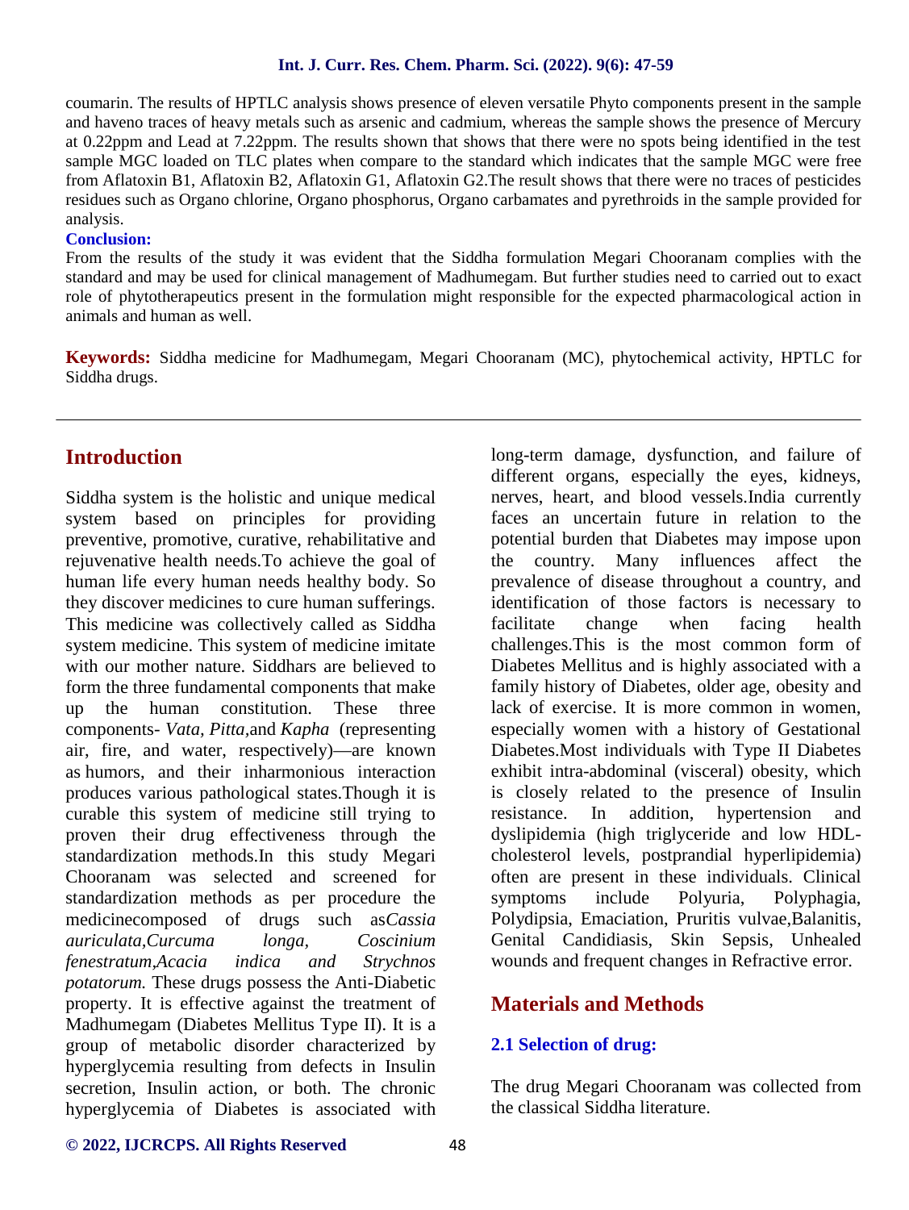coumarin. The results of HPTLC analysis shows presence of eleven versatile Phyto components present in the sample and haveno traces of heavy metals such as arsenic and cadmium, whereas the sample shows the presence of Mercury at 0.22ppm and Lead at 7.22ppm. The results shown that shows that there were no spots being identified in the test sample MGC loaded on TLC plates when compare to the standard which indicates that the sample MGC were free from Aflatoxin B1, Aflatoxin B2, Aflatoxin G1, Aflatoxin G2.The result shows that there were no traces of pesticides residues such as Organo chlorine, Organo phosphorus, Organo carbamates and pyrethroids in the sample provided for analysis.

**Conclusion:**

From the results of the study it was evident that the Siddha formulation Megari Chooranam complies with the standard and may be used for clinical management of Madhumegam. But further studies need to carried out to exact role of phytotherapeutics present in the formulation might responsible for the expected pharmacological action in animals and human as well.

**Keywords:** Siddha medicine for Madhumegam, Megari Chooranam (MC), phytochemical activity, HPTLC for Siddha drugs.

## Introduction

Siddha system is the holistic and unique medical system based on principles for providing preventive, promotive, curative, rehabilitative and rejuvenative health needs.To achieve the goal of human life every human needs healthy body. So they discover medicines to cure human sufferings. This medicine was collectively called as Siddha system medicine. This system of medicine imitate with our mother nature. Siddhars are believed to form the three fundamental components that make up the human constitution. These three components- *Vata, Pitta*,and *Kapha* (representing air, fire, and water, respectively)—are known as humors, and their inharmonious interaction produces various pathological states.Though it is curable this system of medicine still trying to proven their drug effectiveness through the standardization methods.In this study Megari Chooranam was selected and screened for standardization methods as per procedure the medicinecomposed of drugs such as*Cassia auriculata,Curcuma longa, Coscinium fenestratum,Acacia indica and Strychnos potatorum.* These drugs possess the Anti-Diabetic property. It is effective against the treatment of Madhumegam (Diabetes Mellitus Type II). It is a group of metabolic disorder characterized by hyperglycemia resulting from defects in Insulin secretion, Insulin action, or both. The chronic hyperglycemia of Diabetes is associated with long-term damage, dysfunction, and failure of different organs, especially the eyes, kidneys, nerves, heart, and blood vessels.India currently faces an uncertain future in relation to the potential burden that Diabetes may impose upon the country. Many influences affect the prevalence of disease throughout a country, and identification of those factors is necessary to facilitate change when facing health challenges.This is the most common form of Diabetes Mellitus and is highly associated with a family history of Diabetes, older age, obesity and lack of exercise. It is more common in women, especially women with a history of Gestational Diabetes.Most individuals with Type II Diabetes exhibit intra-abdominal (visceral) obesity, which is closely related to the presence of Insulin resistance. In addition, hypertension and dyslipidemia (high triglyceride and low HDL-cholesterol levels, postprandial hyperlipidemia) often are present in these individuals. Clinical symptoms include Polyuria, Polyphagia, Polydipsia, Emaciation, Pruritis vulvae,Balanitis, Genital Candidiasis, Skin Sepsis, Unhealed wounds and frequent changes in Refractive error.

## Materials and Methods

### 2.1 Selection of drug:

The drug Megari Chooranam was collected from the classical Siddha literature.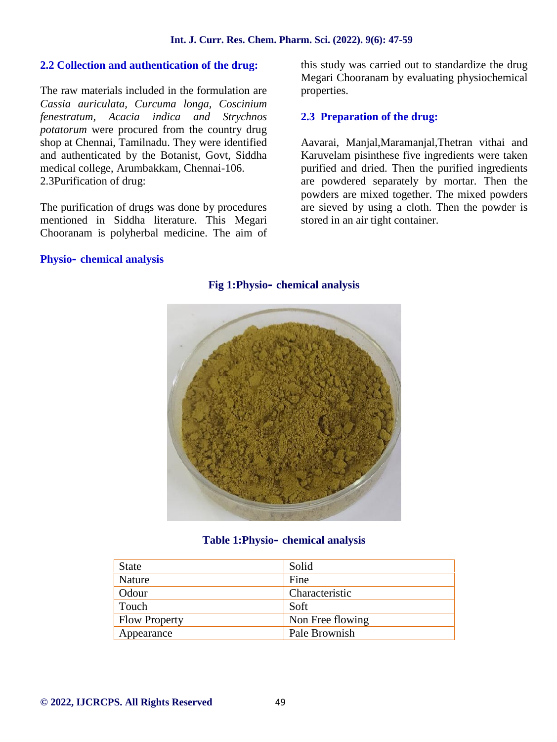## 2.2 Collection and authentication of the drug:

The raw materials included in the formulation are *Cassia auriculata, Curcuma longa, Coscinium fenestratum, Acacia indica and Strychnos potatorum* were procured from the country drug shop at Chennai, Tamilnadu. They were identified and authenticated by the Botanist, Govt, Siddha medical college, Arumbakkam, Chennai-106.
2.3Purification of drug:

The purification of drugs was done by procedures mentioned in Siddha literature. This Megari Chooranam is polyherbal medicine. The aim of this study was carried out to standardize the drug Megari Chooranam by evaluating physiochemical properties.

## 2.3 Preparation of the drug:

Aavarai, Manjal,Maramanjal,Thetran vithai and Karuvelam pisinthese five ingredients were taken purified and dried. Then the purified ingredients are powdered separately by mortar. Then the powders are mixed together. The mixed powders are sieved by using a cloth. Then the powder is stored in an air tight container.

## Physio- chemical analysis

**Fig 1:Physio- chemical analysis**

**Table 1:Physio- chemical analysis**

| State | Solid |
| --- | --- |
| Nature | Fine |
| Odour | Characteristic |
| Touch | Soft |
| Flow Property | Non Free flowing |
| Appearance | Pale Brownish |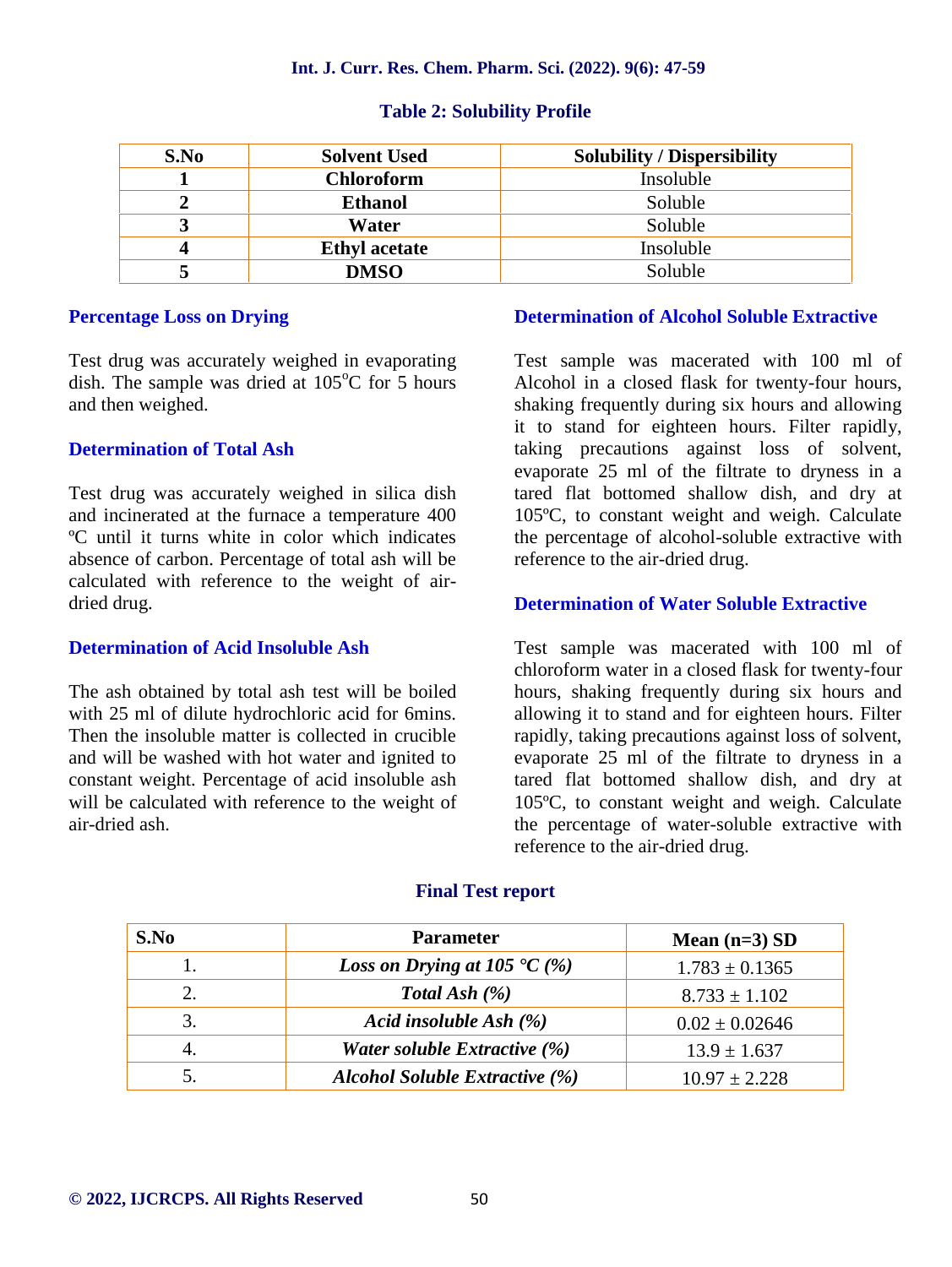**Table 2: Solubility Profile**

| S.No | Solvent Used | Solubility / Dispersibility |
|---|---|---|
| 1 | Chloroform | Insoluble |
| 2 | Ethanol | Soluble |
| 3 | Water | Soluble |
| 4 | Ethyl acetate | Insoluble |
| 5 | DMSO | Soluble |

### Percentage Loss on Drying

Test drug was accurately weighed in evaporating dish. The sample was dried at 105°C for 5 hours and then weighed.

### Determination of Total Ash

Test drug was accurately weighed in silica dish and incinerated at the furnace a temperature 400 ºC until it turns white in color which indicates absence of carbon. Percentage of total ash will be calculated with reference to the weight of air-dried drug.

### Determination of Acid Insoluble Ash

The ash obtained by total ash test will be boiled with 25 ml of dilute hydrochloric acid for 6mins. Then the insoluble matter is collected in crucible and will be washed with hot water and ignited to constant weight. Percentage of acid insoluble ash will be calculated with reference to the weight of air-dried ash.

### Determination of Alcohol Soluble Extractive

Test sample was macerated with 100 ml of Alcohol in a closed flask for twenty-four hours, shaking frequently during six hours and allowing it to stand for eighteen hours. Filter rapidly, taking precautions against loss of solvent, evaporate 25 ml of the filtrate to dryness in a tared flat bottomed shallow dish, and dry at 105ºC, to constant weight and weigh. Calculate the percentage of alcohol-soluble extractive with reference to the air-dried drug.

### Determination of Water Soluble Extractive

Test sample was macerated with 100 ml of chloroform water in a closed flask for twenty-four hours, shaking frequently during six hours and allowing it to stand and for eighteen hours. Filter rapidly, taking precautions against loss of solvent, evaporate 25 ml of the filtrate to dryness in a tared flat bottomed shallow dish, and dry at 105ºC, to constant weight and weigh. Calculate the percentage of water-soluble extractive with reference to the air-dried drug.

**Final Test report**

| S.No | Parameter | Mean (n=3) SD |
|---|---|---|
| 1. | *Loss on Drying at 105 °C (%)* | 1.783 ± 0.1365 |
| 2. | *Total Ash (%)* | 8.733 ± 1.102 |
| 3. | *Acid insoluble Ash (%)* | 0.02 ± 0.02646 |
| 4. | *Water soluble Extractive (%)* | 13.9 ± 1.637 |
| 5. | *Alcohol Soluble Extractive (%)* | 10.97 ± 2.228 |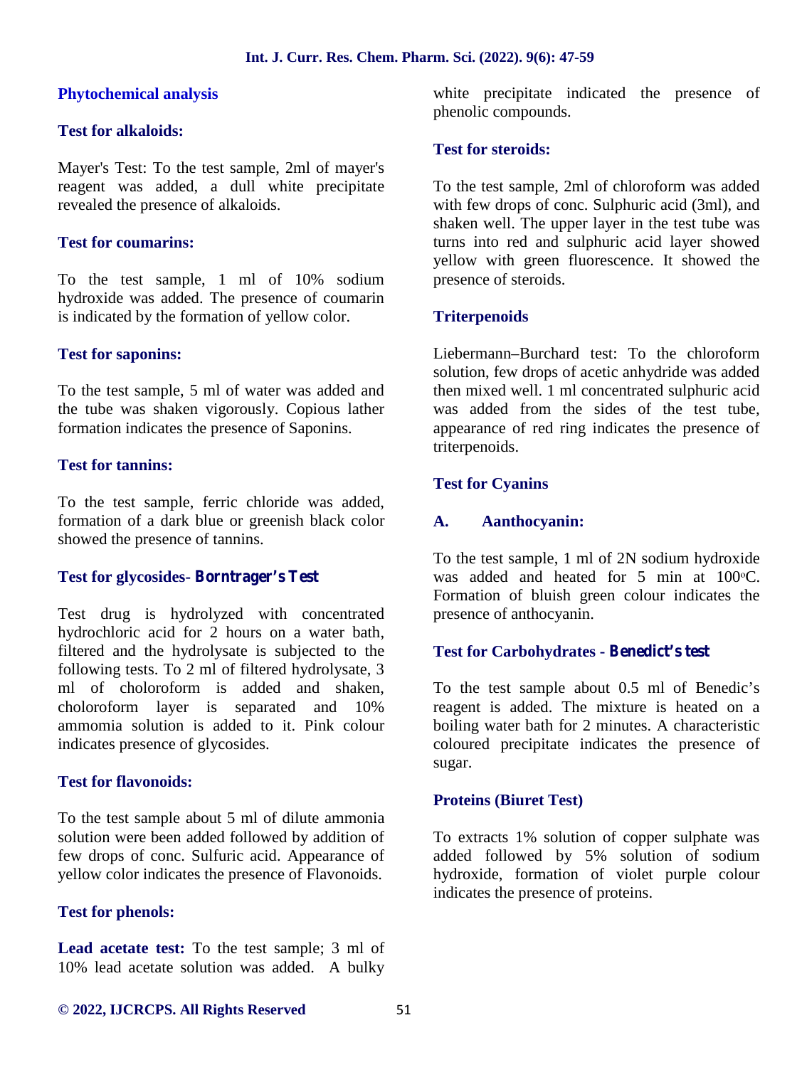## Phytochemical analysis

### Test for alkaloids:

Mayer's Test: To the test sample, 2ml of mayer's reagent was added, a dull white precipitate revealed the presence of alkaloids.

### Test for coumarins:

To the test sample, 1 ml of 10% sodium hydroxide was added. The presence of coumarin is indicated by the formation of yellow color.

### Test for saponins:

To the test sample, 5 ml of water was added and the tube was shaken vigorously. Copious lather formation indicates the presence of Saponins.

### Test for tannins:

To the test sample, ferric chloride was added, formation of a dark blue or greenish black color showed the presence of tannins.

### Test for glycosides- Borntrager's Test

Test drug is hydrolyzed with concentrated hydrochloric acid for 2 hours on a water bath, filtered and the hydrolysate is subjected to the following tests. To 2 ml of filtered hydrolysate, 3 ml of choloroform is added and shaken, choloroform layer is separated and 10% ammomia solution is added to it. Pink colour indicates presence of glycosides.

### Test for flavonoids:

To the test sample about 5 ml of dilute ammonia solution were been added followed by addition of few drops of conc. Sulfuric acid. Appearance of yellow color indicates the presence of Flavonoids.

### Test for phenols:

**Lead acetate test:** To the test sample; 3 ml of 10% lead acetate solution was added. A bulky white precipitate indicated the presence of phenolic compounds.

### Test for steroids:

To the test sample, 2ml of chloroform was added with few drops of conc. Sulphuric acid (3ml), and shaken well. The upper layer in the test tube was turns into red and sulphuric acid layer showed yellow with green fluorescence. It showed the presence of steroids.

### Triterpenoids

Liebermann–Burchard test: To the chloroform solution, few drops of acetic anhydride was added then mixed well. 1 ml concentrated sulphuric acid was added from the sides of the test tube, appearance of red ring indicates the presence of triterpenoids.

### Test for Cyanins

#### A. Aanthocyanin:

To the test sample, 1 ml of 2N sodium hydroxide was added and heated for 5 min at 100°C. Formation of bluish green colour indicates the presence of anthocyanin.

### Test for Carbohydrates - Benedict's test

To the test sample about 0.5 ml of Benedic's reagent is added. The mixture is heated on a boiling water bath for 2 minutes. A characteristic coloured precipitate indicates the presence of sugar.

### Proteins (Biuret Test)

To extracts 1% solution of copper sulphate was added followed by 5% solution of sodium hydroxide, formation of violet purple colour indicates the presence of proteins.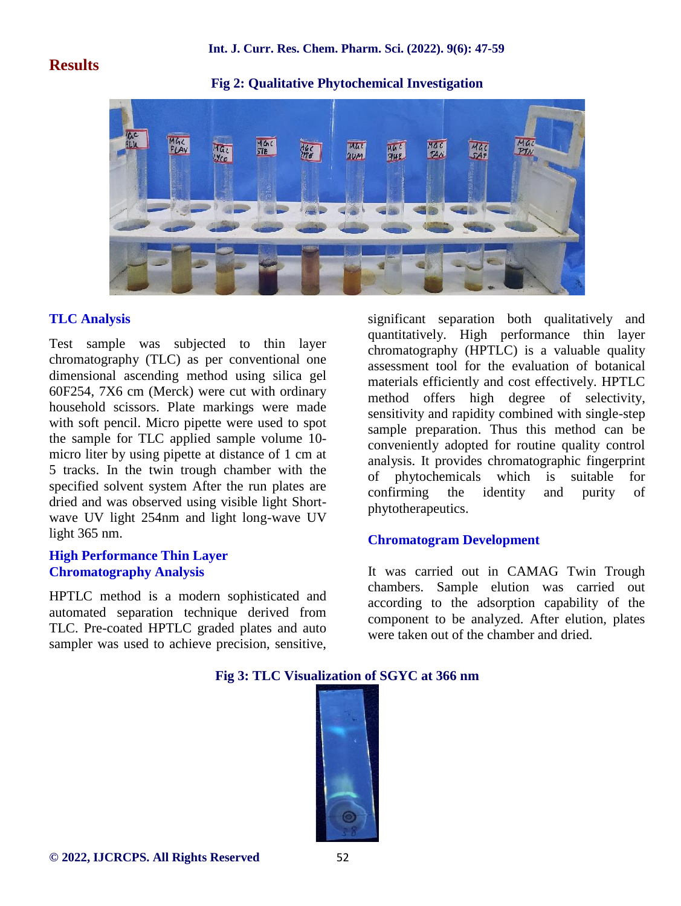## Results

Fig 2: Qualitative Phytochemical Investigation

### TLC Analysis

Test sample was subjected to thin layer chromatography (TLC) as per conventional one dimensional ascending method using silica gel 60F254, 7X6 cm (Merck) were cut with ordinary household scissors. Plate markings were made with soft pencil. Micro pipette were used to spot the sample for TLC applied sample volume 10-micro liter by using pipette at distance of 1 cm at 5 tracks. In the twin trough chamber with the specified solvent system After the run plates are dried and was observed using visible light Short-wave UV light 254nm and light long-wave UV light 365 nm.

### High Performance Thin Layer Chromatography Analysis

HPTLC method is a modern sophisticated and automated separation technique derived from TLC. Pre-coated HPTLC graded plates and auto sampler was used to achieve precision, sensitive, significant separation both qualitatively and quantitatively. High performance thin layer chromatography (HPTLC) is a valuable quality assessment tool for the evaluation of botanical materials efficiently and cost effectively. HPTLC method offers high degree of selectivity, sensitivity and rapidity combined with single-step sample preparation. Thus this method can be conveniently adopted for routine quality control analysis. It provides chromatographic fingerprint of phytochemicals which is suitable for confirming the identity and purity of phytotherapeutics.

### Chromatogram Development

It was carried out in CAMAG Twin Trough chambers. Sample elution was carried out according to the adsorption capability of the component to be analyzed. After elution, plates were taken out of the chamber and dried.

Fig 3: TLC Visualization of SGYC at 366 nm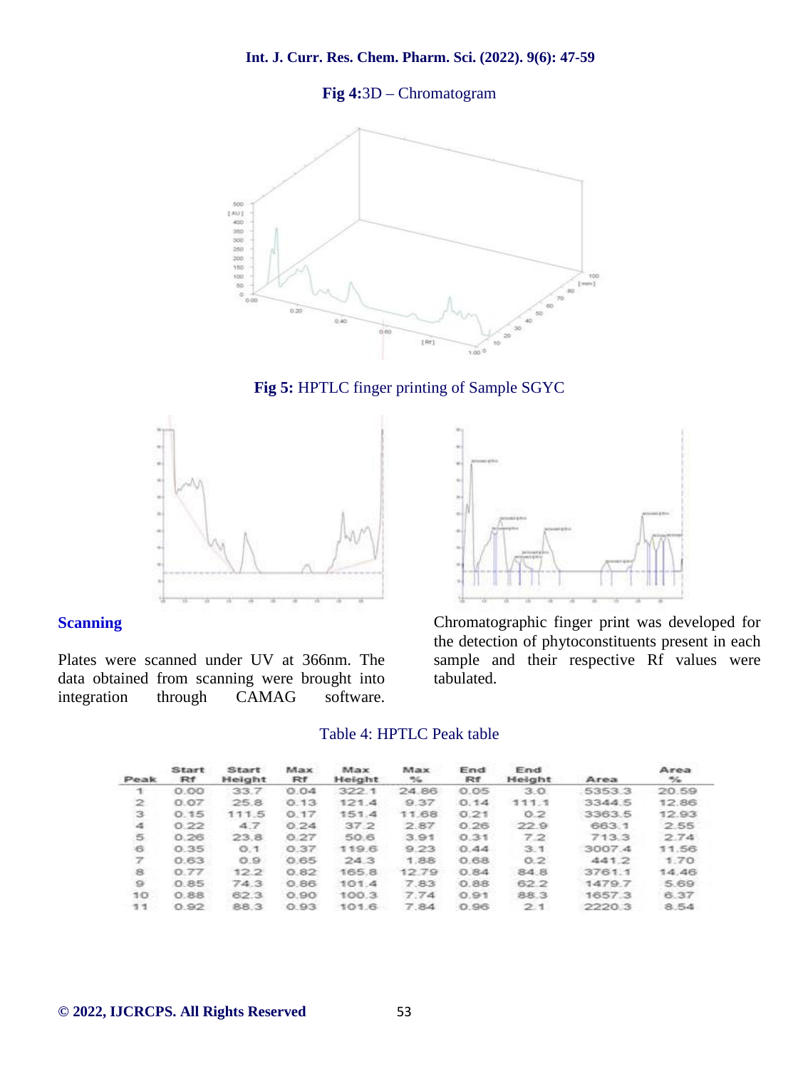**Fig 4:**3D – Chromatogram

500
[ AU ]
400
350
300
250
200
150
100
50
0
0.00
0.20
0.40
0.60
[ Rf ]
1.00
0
10
20
30
40
50
60
70
80
100
[ mm ]

**Fig 5:** HPTLC finger printing of Sample SGYC

## Scanning

Plates were scanned under UV at 366nm. The data obtained from scanning were brought into integration through CAMAG software.

Chromatographic finger print was developed for the detection of phytoconstituents present in each sample and their respective Rf values were tabulated.

Table 4: HPTLC Peak table

| Peak | Start Rf | Start Height | Max Rf | Max Height | Max % | End Rf | End Height | Area | Area % |
|---|---|---|---|---|---|---|---|---|---|
| 1 | 0.00 | 33.7 | 0.04 | 322.1 | 24.86 | 0.05 | 3.0 | 5353.3 | 20.59 |
| 2 | 0.07 | 25.8 | 0.13 | 121.4 | 9.37 | 0.14 | 111.1 | 3344.5 | 12.86 |
| 3 | 0.15 | 111.5 | 0.17 | 151.4 | 11.68 | 0.21 | 0.2 | 3363.5 | 12.93 |
| 4 | 0.22 | 4.7 | 0.24 | 37.2 | 2.87 | 0.26 | 22.9 | 663.1 | 2.55 |
| 5 | 0.26 | 23.8 | 0.27 | 50.6 | 3.91 | 0.31 | 7.2 | 713.3 | 2.74 |
| 6 | 0.35 | 0.1 | 0.37 | 119.6 | 9.23 | 0.44 | 3.1 | 3007.4 | 11.56 |
| 7 | 0.63 | 0.9 | 0.65 | 24.3 | 1.88 | 0.68 | 0.2 | 441.2 | 1.70 |
| 8 | 0.77 | 12.2 | 0.82 | 165.8 | 12.79 | 0.84 | 84.8 | 3761.1 | 14.46 |
| 9 | 0.85 | 74.3 | 0.86 | 101.4 | 7.83 | 0.88 | 62.2 | 1479.7 | 5.69 |
| 10 | 0.88 | 62.3 | 0.90 | 100.3 | 7.74 | 0.91 | 88.3 | 1657.3 | 6.37 |
| 11 | 0.92 | 88.3 | 0.93 | 101.6 | 7.84 | 0.96 | 2.1 | 2220.3 | 8.54 |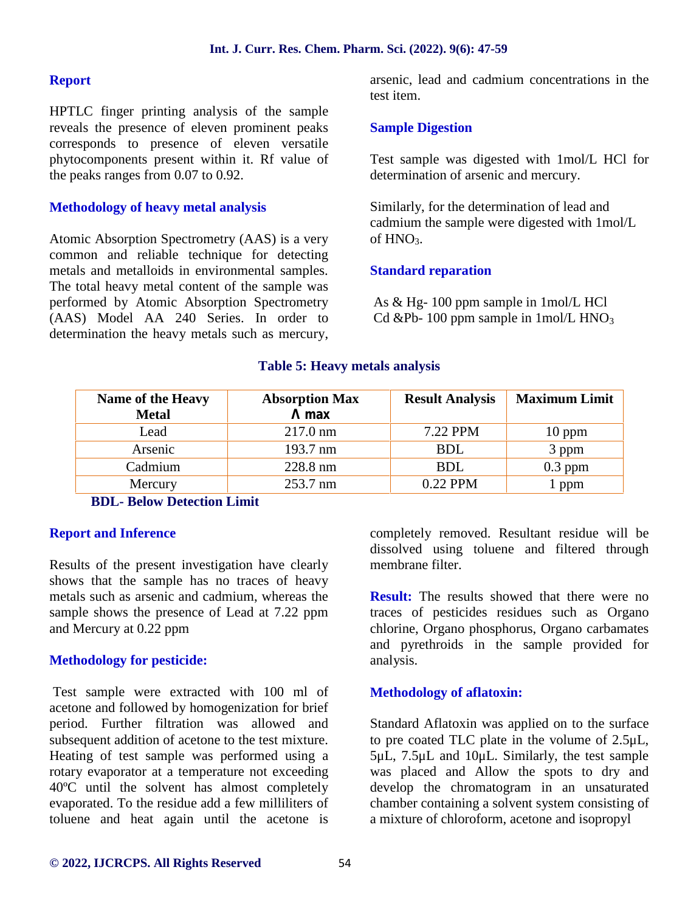### Report

HPTLC finger printing analysis of the sample reveals the presence of eleven prominent peaks corresponds to presence of eleven versatile phytocomponents present within it. Rf value of the peaks ranges from 0.07 to 0.92.

### Methodology of heavy metal analysis

Atomic Absorption Spectrometry (AAS) is a very common and reliable technique for detecting metals and metalloids in environmental samples. The total heavy metal content of the sample was performed by Atomic Absorption Spectrometry (AAS) Model AA 240 Series. In order to determination the heavy metals such as mercury, arsenic, lead and cadmium concentrations in the test item.

### Sample Digestion

Test sample was digested with 1mol/L HCl for determination of arsenic and mercury.

Similarly, for the determination of lead and cadmium the sample were digested with 1mol/L of $HNO_3$.

### Standard reparation

As & Hg- 100 ppm sample in 1mol/L HCl
Cd &Pb- 100 ppm sample in 1mol/L $HNO_3$

**Table 5: Heavy metals analysis**

| Name of the Heavy Metal | Absorption Max Λ max | Result Analysis | Maximum Limit |
|---|---|---|---|
| Lead | 217.0 nm | 7.22 PPM | 10 ppm |
| Arsenic | 193.7 nm | BDL | 3 ppm |
| Cadmium | 228.8 nm | BDL | 0.3 ppm |
| Mercury | 253.7 nm | 0.22 PPM | 1 ppm |

**BDL- Below Detection Limit**

### Report and Inference

Results of the present investigation have clearly shows that the sample has no traces of heavy metals such as arsenic and cadmium, whereas the sample shows the presence of Lead at 7.22 ppm and Mercury at 0.22 ppm

### Methodology for pesticide:

Test sample were extracted with 100 ml of acetone and followed by homogenization for brief period. Further filtration was allowed and subsequent addition of acetone to the test mixture. Heating of test sample was performed using a rotary evaporator at a temperature not exceeding 40ºC until the solvent has almost completely evaporated. To the residue add a few milliliters of toluene and heat again until the acetone is completely removed. Resultant residue will be dissolved using toluene and filtered through membrane filter.

**Result:** The results showed that there were no traces of pesticides residues such as Organo chlorine, Organo phosphorus, Organo carbamates and pyrethroids in the sample provided for analysis.

### Methodology of aflatoxin:

Standard Aflatoxin was applied on to the surface to pre coated TLC plate in the volume of 2.5μL, 5μL, 7.5μL and 10μL. Similarly, the test sample was placed and Allow the spots to dry and develop the chromatogram in an unsaturated chamber containing a solvent system consisting of a mixture of chloroform, acetone and isopropyl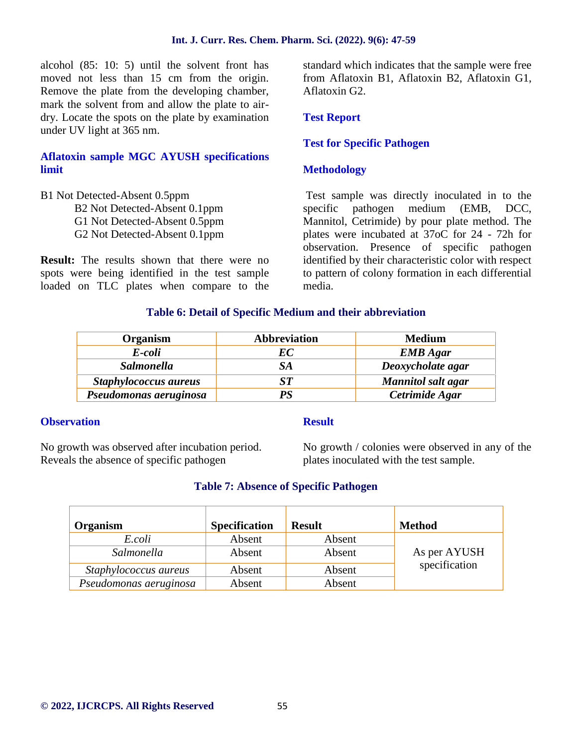alcohol (85: 10: 5) until the solvent front has moved not less than 15 cm from the origin. Remove the plate from the developing chamber, mark the solvent from and allow the plate to air-dry. Locate the spots on the plate by examination under UV light at 365 nm.

### Aflatoxin sample MGC AYUSH specifications limit

B1 Not Detected-Absent 0.5ppm
B2 Not Detected-Absent 0.1ppm
G1 Not Detected-Absent 0.5ppm
G2 Not Detected-Absent 0.1ppm

**Result:** The results shown that there were no spots were being identified in the test sample loaded on TLC plates when compare to the standard which indicates that the sample were free from Aflatoxin B1, Aflatoxin B2, Aflatoxin G1, Aflatoxin G2.

### Test Report

### Test for Specific Pathogen

### Methodology

Test sample was directly inoculated in to the specific pathogen medium (EMB, DCC, Mannitol, Cetrimide) by pour plate method. The plates were incubated at 37oC for 24 - 72h for observation. Presence of specific pathogen identified by their characteristic color with respect to pattern of colony formation in each differential media.

**Table 6: Detail of Specific Medium and their abbreviation**

| Organism | Abbreviation | Medium |
|---|---|---|
| ***E-coli*** | ***EC*** | ***EMB Agar*** |
| ***Salmonella*** | ***SA*** | ***Deoxycholate agar*** |
| ***Staphylococcus aureus*** | ***ST*** | ***Mannitol salt agar*** |
| ***Pseudomonas aeruginosa*** | ***PS*** | ***Cetrimide Agar*** |

### Observation

No growth was observed after incubation period. Reveals the absence of specific pathogen

### Result

No growth / colonies were observed in any of the plates inoculated with the test sample.

**Table 7: Absence of Specific Pathogen**

| Organism | Specification | Result | Method |
|---|---|---|---|
| *E.coli* | Absent | Absent | As per AYUSH specification |
| *Salmonella* | Absent | Absent | |
| *Staphylococcus aureus* | Absent | Absent | |
| *Pseudomonas aeruginosa* | Absent | Absent | |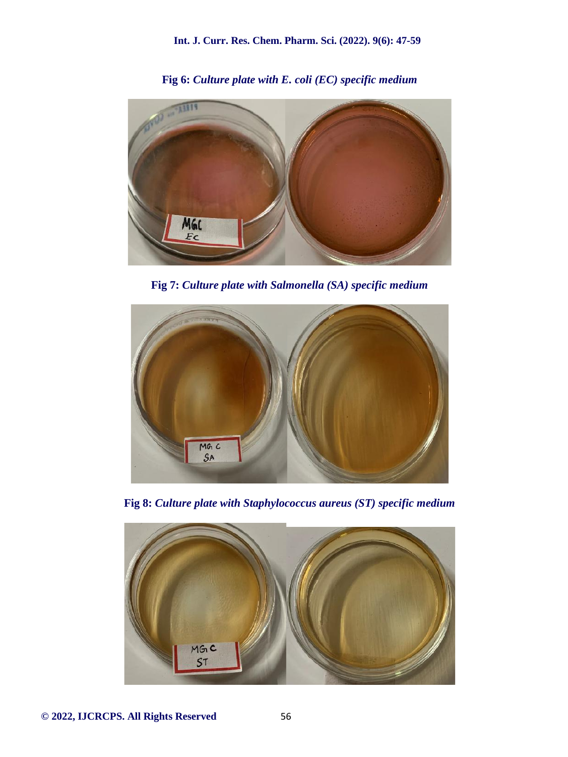**Fig 6:** *Culture plate with E. coli (EC) specific medium*

**Fig 7:** *Culture plate with Salmonella (SA) specific medium*

**Fig 8:** *Culture plate with Staphylococcus aureus (ST) specific medium*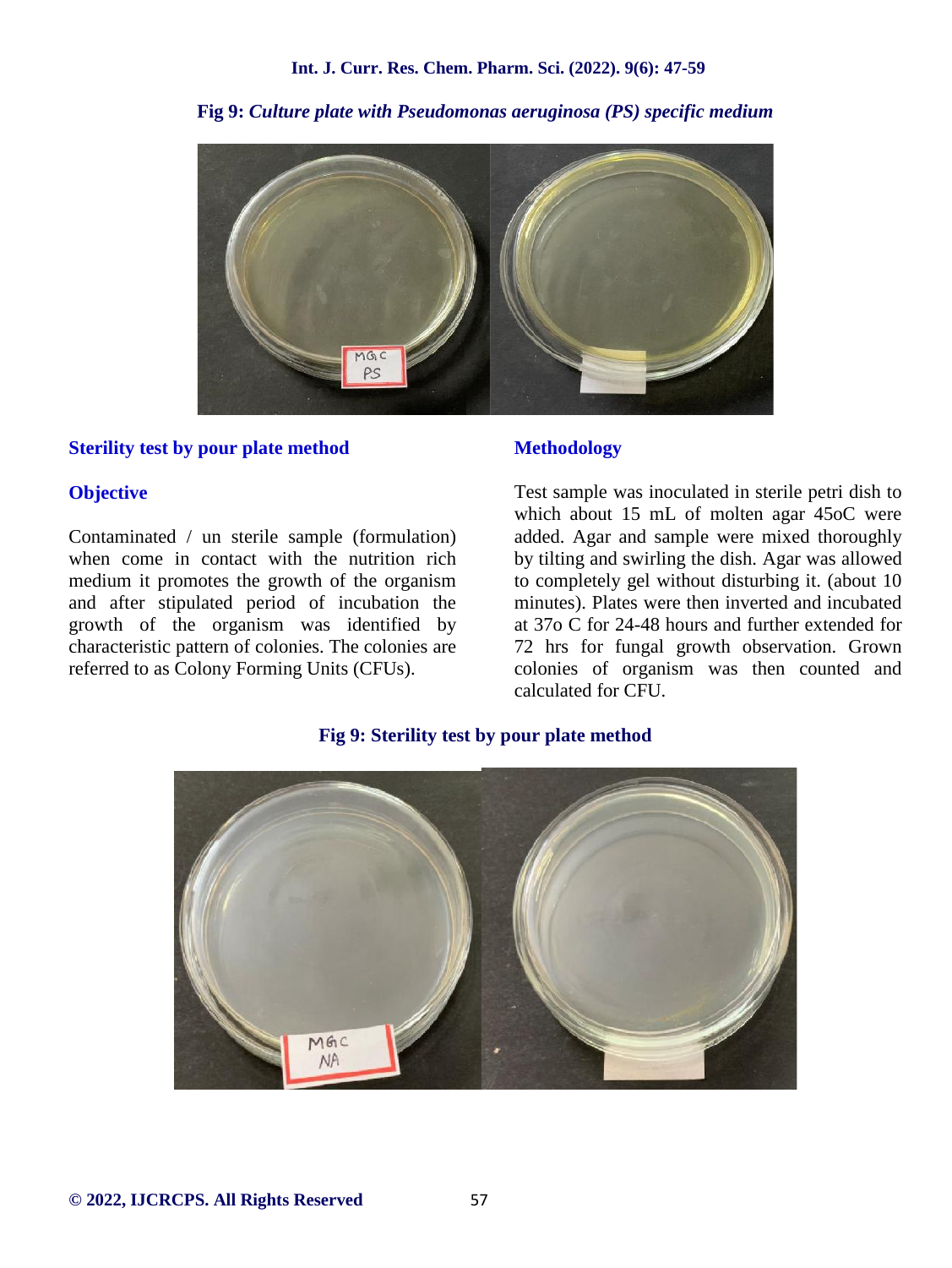**Fig 9:** ***Culture plate with Pseudomonas aeruginosa (PS) specific medium***

### Sterility test by pour plate method

### Objective

Contaminated / un sterile sample (formulation) when come in contact with the nutrition rich medium it promotes the growth of the organism and after stipulated period of incubation the growth of the organism was identified by characteristic pattern of colonies. The colonies are referred to as Colony Forming Units (CFUs).

### Methodology

Test sample was inoculated in sterile petri dish to which about 15 mL of molten agar 45oC were added. Agar and sample were mixed thoroughly by tilting and swirling the dish. Agar was allowed to completely gel without disturbing it. (about 10 minutes). Plates were then inverted and incubated at 37o C for 24-48 hours and further extended for 72 hrs for fungal growth observation. Grown colonies of organism was then counted and calculated for CFU.

**Fig 9: Sterility test by pour plate method**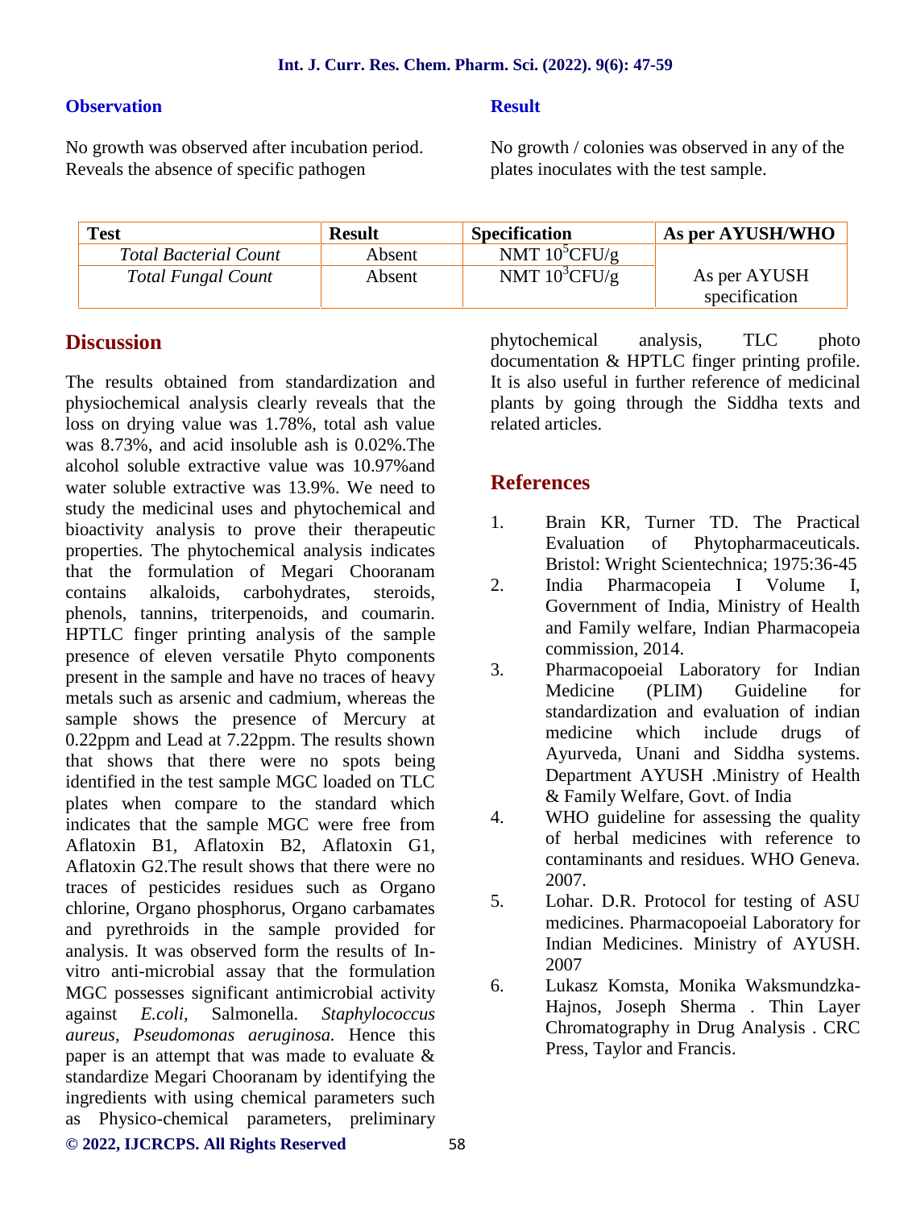**Observation**

No growth was observed after incubation period. Reveals the absence of specific pathogen

**Result**

No growth / colonies was observed in any of the plates inoculates with the test sample.

| Test | Result | Specification | As per AYUSH/WHO |
|---|---|---|---|
| *Total Bacterial Count* | Absent | NMT $10^5$CFU/g | As per AYUSH specification |
| *Total Fungal Count* | Absent | NMT $10^3$CFU/g | |

## Discussion

The results obtained from standardization and physiochemical analysis clearly reveals that the loss on drying value was 1.78%, total ash value was 8.73%, and acid insoluble ash is 0.02%.The alcohol soluble extractive value was 10.97%and water soluble extractive was 13.9%. We need to study the medicinal uses and phytochemical and bioactivity analysis to prove their therapeutic properties. The phytochemical analysis indicates that the formulation of Megari Chooranam contains alkaloids, carbohydrates, steroids, phenols, tannins, triterpenoids, and coumarin. HPTLC finger printing analysis of the sample presence of eleven versatile Phyto components present in the sample and have no traces of heavy metals such as arsenic and cadmium, whereas the sample shows the presence of Mercury at 0.22ppm and Lead at 7.22ppm. The results shown that shows that there were no spots being identified in the test sample MGC loaded on TLC plates when compare to the standard which indicates that the sample MGC were free from Aflatoxin B1, Aflatoxin B2, Aflatoxin G1, Aflatoxin G2.The result shows that there were no traces of pesticides residues such as Organo chlorine, Organo phosphorus, Organo carbamates and pyrethroids in the sample provided for analysis. It was observed form the results of In-vitro anti-microbial assay that the formulation MGC possesses significant antimicrobial activity against *E.coli,* Salmonella. *Staphylococcus aureus*, *Pseudomonas aeruginosa.* Hence this paper is an attempt that was made to evaluate & standardize Megari Chooranam by identifying the ingredients with using chemical parameters such as Physico-chemical parameters, preliminary phytochemical analysis, TLC photo documentation & HPTLC finger printing profile. It is also useful in further reference of medicinal plants by going through the Siddha texts and related articles.

## References

1. Brain KR, Turner TD. The Practical Evaluation of Phytopharmaceuticals. Bristol: Wright Scientechnica; 1975:36-45
2. India Pharmacopeia I Volume I, Government of India, Ministry of Health and Family welfare, Indian Pharmacopeia commission, 2014.
3. Pharmacopoeial Laboratory for Indian Medicine (PLIM) Guideline for standardization and evaluation of indian medicine which include drugs of Ayurveda, Unani and Siddha systems. Department AYUSH .Ministry of Health & Family Welfare, Govt. of India
4. WHO guideline for assessing the quality of herbal medicines with reference to contaminants and residues. WHO Geneva. 2007.
5. Lohar. D.R. Protocol for testing of ASU medicines. Pharmacopoeial Laboratory for Indian Medicines. Ministry of AYUSH. 2007
6. Lukasz Komsta, Monika Waksmundzka-Hajnos, Joseph Sherma . Thin Layer Chromatography in Drug Analysis . CRC Press, Taylor and Francis.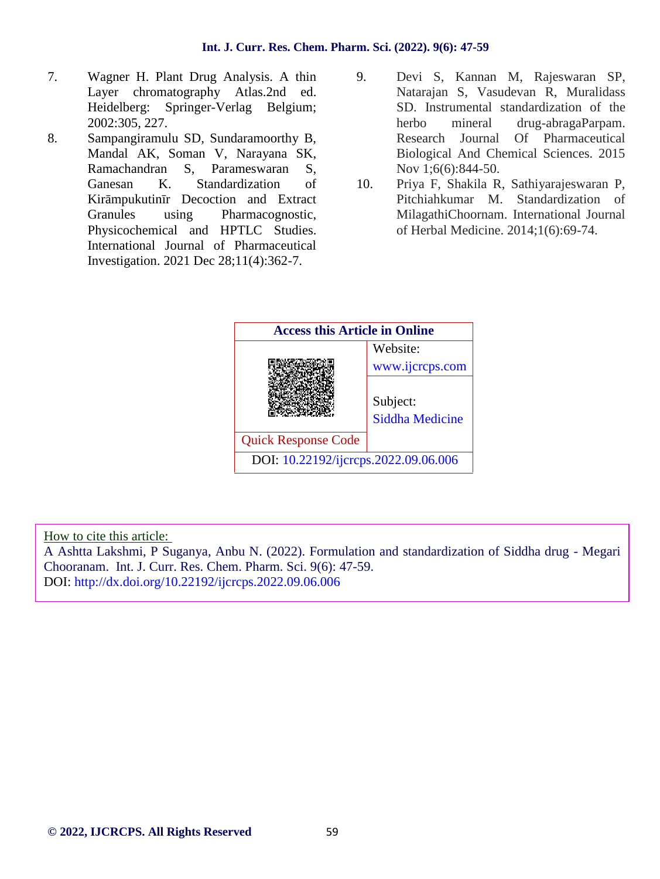7. Wagner H. Plant Drug Analysis. A thin Layer chromatography Atlas.2nd ed. Heidelberg: Springer-Verlag Belgium; 2002:305, 227.
8. Sampangiramulu SD, Sundaramoorthy B, Mandal AK, Soman V, Narayana SK, Ramachandran S, Parameswaran S, Ganesan K. Standardization of Kirāmpukutinīr Decoction and Extract Granules using Pharmacognostic, Physicochemical and HPTLC Studies. International Journal of Pharmaceutical Investigation. 2021 Dec 28;11(4):362-7.
9. Devi S, Kannan M, Rajeswaran SP, Natarajan S, Vasudevan R, Muralidass SD. Instrumental standardization of the herbo mineral drug-abragaParpam. Research Journal Of Pharmaceutical Biological And Chemical Sciences. 2015 Nov 1;6(6):844-50.
10. Priya F, Shakila R, Sathiyarajeswaran P, Pitchiahkumar M. Standardization of MilagathiChoornam. International Journal of Herbal Medicine. 2014;1(6):69-74.

| Access this Article in Online | |
|---|---|
| Quick Response Code | Website: www.ijcrcps.com |
| | Subject: Siddha Medicine |
| DOI: 10.22192/ijcrcps.2022.09.06.006 | |

How to cite this article:
A Ashtta Lakshmi, P Suganya, Anbu N. (2022). Formulation and standardization of Siddha drug - Megari Chooranam. Int. J. Curr. Res. Chem. Pharm. Sci. 9(6): 47-59.
DOI: http://dx.doi.org/10.22192/ijcrcps.2022.09.06.006